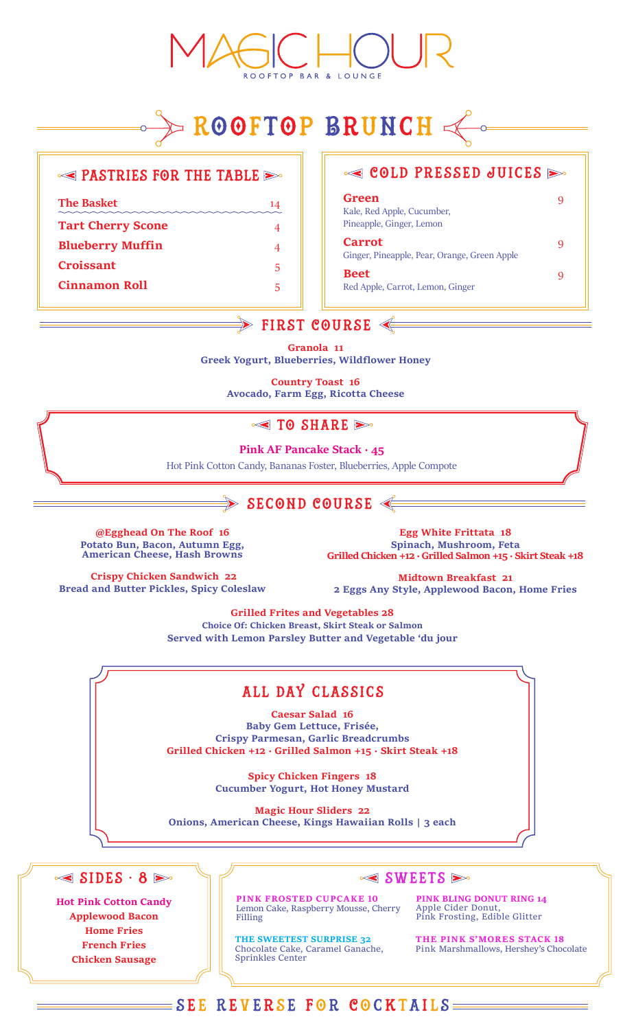# MAGIC HOUR

ROOFTOP BAR & LOUNGE

## ROOFTOP BRUNCH

### PASTRIES FOR THE TABLE

| Item | Price |
|---|---|
| **The Basket** | 14 |
| **Tart Cherry Scone** | 4 |
| **Blueberry Muffin** | 4 |
| **Croissant** | 5 |
| **Cinnamon Roll** | 5 |

### COLD PRESSED JUICES

**Green** 9
Kale, Red Apple, Cucumber, Pineapple, Ginger, Lemon

**Carrot** 9
Ginger, Pineapple, Pear, Orange, Green Apple

**Beet** 9
Red Apple, Carrot, Lemon, Ginger

### FIRST COURSE

**Granola 11**
Greek Yogurt, Blueberries, Wildflower Honey

**Country Toast 16**
Avocado, Farm Egg, Ricotta Cheese

### TO SHARE

**Pink AF Pancake Stack · 45**
Hot Pink Cotton Candy, Bananas Foster, Blueberries, Apple Compote

### SECOND COURSE

**@Egghead On The Roof 16**
Potato Bun, Bacon, Autumn Egg, American Cheese, Hash Browns

**Crispy Chicken Sandwich 22**
Bread and Butter Pickles, Spicy Coleslaw

**Egg White Frittata 18**
Spinach, Mushroom, Feta
Grilled Chicken +12 · Grilled Salmon +15 · Skirt Steak +18

**Midtown Breakfast 21**
2 Eggs Any Style, Applewood Bacon, Home Fries

**Grilled Frites and Vegetables 28**
Choice Of: Chicken Breast, Skirt Steak or Salmon
Served with Lemon Parsley Butter and Vegetable 'du jour

### ALL DAY CLASSICS

**Caesar Salad 16**
Baby Gem Lettuce, Frisée, Crispy Parmesan, Garlic Breadcrumbs
Grilled Chicken +12 · Grilled Salmon +15 · Skirt Steak +18

**Spicy Chicken Fingers 18**
Cucumber Yogurt, Hot Honey Mustard

**Magic Hour Sliders 22**
Onions, American Cheese, Kings Hawaiian Rolls | 3 each

### SIDES · 8

- Hot Pink Cotton Candy
- Applewood Bacon
- Home Fries
- French Fries
- Chicken Sausage

### SWEETS

**PINK FROSTED CUPCAKE 10**
Lemon Cake, Raspberry Mousse, Cherry Filling

**THE SWEETEST SURPRISE 32**
Chocolate Cake, Caramel Ganache, Sprinkles Center

**PINK BLING DONUT RING 14**
Apple Cider Donut, Pink Frosting, Edible Glitter

**THE PINK S'MORES STACK 18**
Pink Marshmallows, Hershey's Chocolate

SEE REVERSE FOR COCKTAILS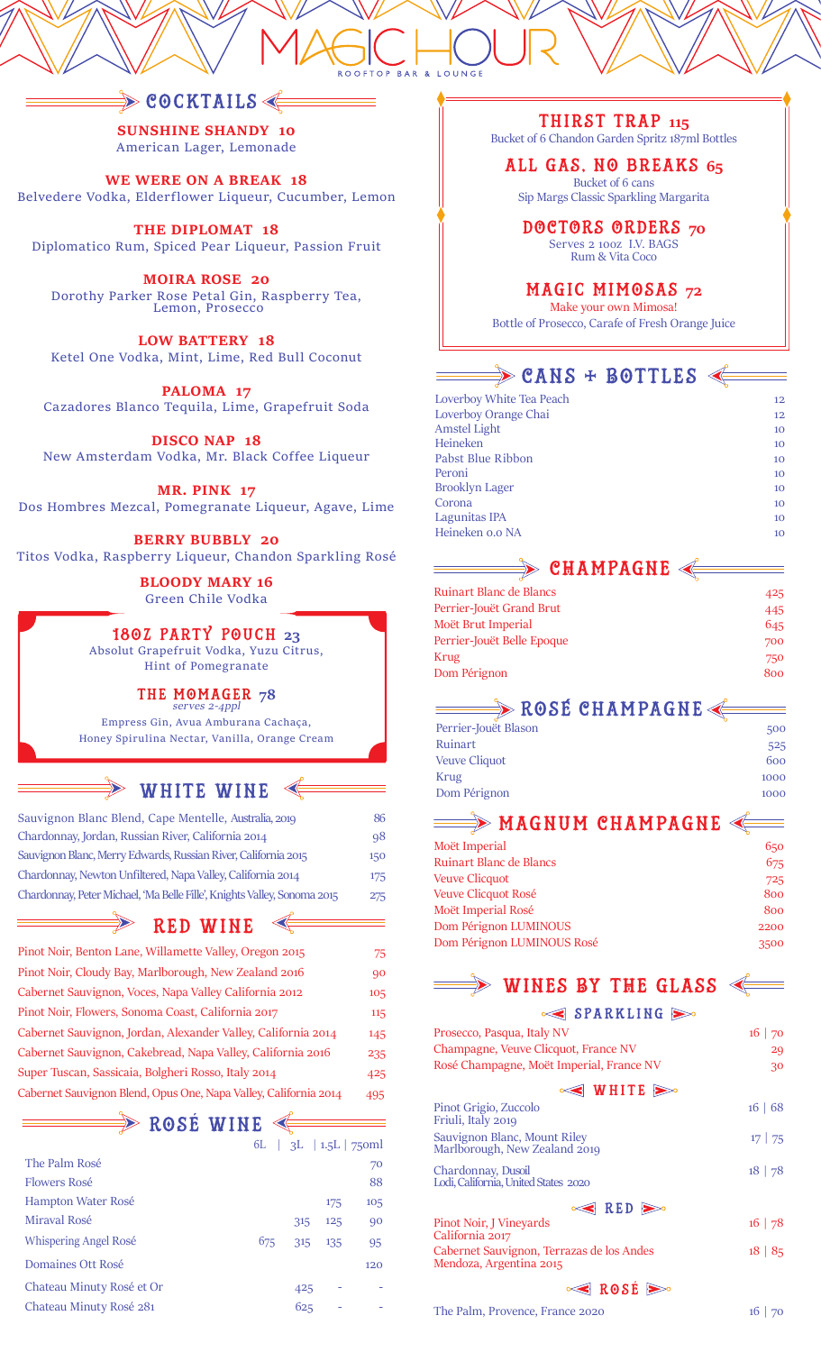# MAGIC HOUR

ROOFTOP BAR & LOUNGE

## COCKTAILS

**SUNSHINE SHANDY 10**
American Lager, Lemonade

**WE WERE ON A BREAK 18**
Belvedere Vodka, Elderflower Liqueur, Cucumber, Lemon

**THE DIPLOMAT 18**
Diplomatico Rum, Spiced Pear Liqueur, Passion Fruit

**MOIRA ROSE 20**
Dorothy Parker Rose Petal Gin, Raspberry Tea, Lemon, Prosecco

**LOW BATTERY 18**
Ketel One Vodka, Mint, Lime, Red Bull Coconut

**PALOMA 17**
Cazadores Blanco Tequila, Lime, Grapefruit Soda

**DISCO NAP 18**
New Amsterdam Vodka, Mr. Black Coffee Liqueur

**MR. PINK 17**
Dos Hombres Mezcal, Pomegranate Liqueur, Agave, Lime

**BERRY BUBBLY 20**
Titos Vodka, Raspberry Liqueur, Chandon Sparkling Rosé

**BLOODY MARY 16**
Green Chile Vodka

**18OZ PARTY POUCH 23**
Absolut Grapefruit Vodka, Yuzu Citrus, Hint of Pomegranate

**THE MOMAGER 78**
*serves 2-4ppl*
Empress Gin, Avua Amburana Cachaça, Honey Spirulina Nectar, Vanilla, Orange Cream

## WHITE WINE

| | |
|---|---|
| Sauvignon Blanc Blend, Cape Mentelle, Australia, 2019 | 86 |
| Chardonnay, Jordan, Russian River, California 2014 | 98 |
| Sauvignon Blanc, Merry Edwards, Russian River, California 2015 | 150 |
| Chardonnay, Newton Unfiltered, Napa Valley, California 2014 | 175 |
| Chardonnay, Peter Michael, 'Ma Belle Fille', Knights Valley, Sonoma 2015 | 275 |

## RED WINE

| | |
|---|---|
| Pinot Noir, Benton Lane, Willamette Valley, Oregon 2015 | 75 |
| Pinot Noir, Cloudy Bay, Marlborough, New Zealand 2016 | 90 |
| Cabernet Sauvignon, Voces, Napa Valley California 2012 | 105 |
| Pinot Noir, Flowers, Sonoma Coast, California 2017 | 115 |
| Cabernet Sauvignon, Jordan, Alexander Valley, California 2014 | 145 |
| Cabernet Sauvignon, Cakebread, Napa Valley, California 2016 | 235 |
| Super Tuscan, Sassicaia, Bolgheri Rosso, Italy 2014 | 425 |
| Cabernet Sauvignon Blend, Opus One, Napa Valley, California 2014 | 495 |

## ROSÉ WINE

| | 6L | 3L | 1.5L | 750ml |
|---|---|---|---|---|
| The Palm Rosé | | | | 70 |
| Flowers Rosé | | | | 88 |
| Hampton Water Rosé | | | 175 | 105 |
| Miraval Rosé | | 315 | 125 | 90 |
| Whispering Angel Rosé | 675 | 315 | 135 | 95 |
| Domaines Ott Rosé | | | | 120 |
| Chateau Minuty Rosé et Or | | 425 | - | - |
| Chateau Minuty Rosé 281 | | 625 | - | - |

**THIRST TRAP 115**
Bucket of 6 Chandon Garden Spritz 187ml Bottles

**ALL GAS, NO BREAKS 65**
Bucket of 6 cans
Sip Margs Classic Sparkling Margarita

**DOCTORS ORDERS 70**
Serves 2 10oz I.V. BAGS
Rum & Vita Coco

**MAGIC MIMOSAS 72**
Make your own Mimosa!
Bottle of Prosecco, Carafe of Fresh Orange Juice

## CANS + BOTTLES

| | |
|---|---|
| Loverboy White Tea Peach | 12 |
| Loverboy Orange Chai | 12 |
| Amstel Light | 10 |
| Heineken | 10 |
| Pabst Blue Ribbon | 10 |
| Peroni | 10 |
| Brooklyn Lager | 10 |
| Corona | 10 |
| Lagunitas IPA | 10 |
| Heineken 0.0 NA | 10 |

## CHAMPAGNE

| | |
|---|---|
| Ruinart Blanc de Blancs | 425 |
| Perrier-Jouët Grand Brut | 445 |
| Moët Brut Imperial | 645 |
| Perrier-Jouët Belle Epoque | 700 |
| Krug | 750 |
| Dom Pérignon | 800 |

## ROSÉ CHAMPAGNE

| | |
|---|---|
| Perrier-Jouët Blason | 500 |
| Ruinart | 525 |
| Veuve Cliquot | 600 |
| Krug | 1000 |
| Dom Pérignon | 1000 |

## MAGNUM CHAMPAGNE

| | |
|---|---|
| Moët Imperial | 650 |
| Ruinart Blanc de Blancs | 675 |
| Veuve Clicquot | 725 |
| Veuve Clicquot Rosé | 800 |
| Moët Imperial Rosé | 800 |
| Dom Pérignon LUMINOUS | 2200 |
| Dom Pérignon LUMINOUS Rosé | 3500 |

## WINES BY THE GLASS

### SPARKLING

| | |
|---|---|
| Prosecco, Pasqua, Italy NV | 16 \| 70 |
| Champagne, Veuve Clicquot, France NV | 29 |
| Rosé Champagne, Moët Imperial, France NV | 30 |

### WHITE

| | |
|---|---|
| Pinot Grigio, Zuccolo Friuli, Italy 2019 | 16 \| 68 |
| Sauvignon Blanc, Mount Riley Marlborough, New Zealand 2019 | 17 \| 75 |
| Chardonnay, Dusoil Lodi, California, United States 2020 | 18 \| 78 |

### RED

| | |
|---|---|
| Pinot Noir, J Vineyards California 2017 | 16 \| 78 |
| Cabernet Sauvignon, Terrazas de los Andes Mendoza, Argentina 2015 | 18 \| 85 |

### ROSÉ

| | |
|---|---|
| The Palm, Provence, France 2020 | 16 \| 70 |